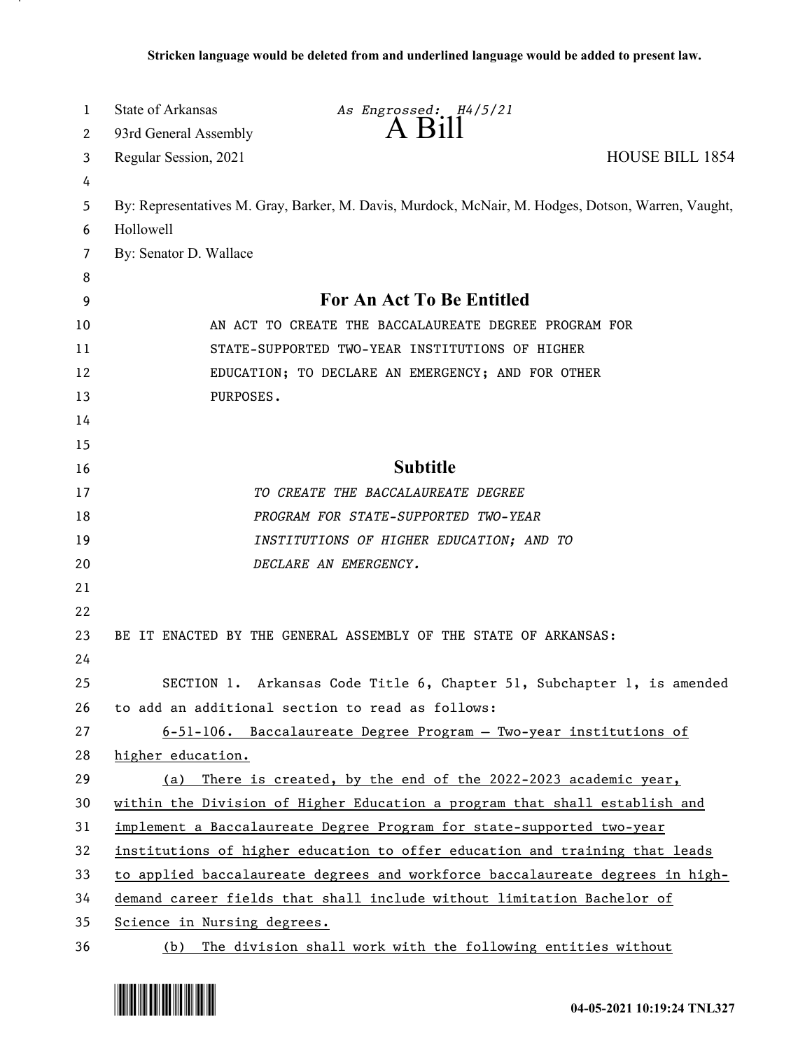**Stricken language would be deleted from and underlined language would be added to present law.**

State of Arkansas *As Engrossed: H4/5/21*
93rd General Assembly **A Bill**
Regular Session, 2021 HOUSE BILL 1854

By: Representatives M. Gray, Barker, M. Davis, Murdock, McNair, M. Hodges, Dotson, Warren, Vaught, Hollowell
By: Senator D. Wallace

## For An Act To Be Entitled

AN ACT TO CREATE THE BACCALAUREATE DEGREE PROGRAM FOR STATE-SUPPORTED TWO-YEAR INSTITUTIONS OF HIGHER EDUCATION; TO DECLARE AN EMERGENCY; AND FOR OTHER PURPOSES.

## Subtitle

*TO CREATE THE BACCALAUREATE DEGREE PROGRAM FOR STATE-SUPPORTED TWO-YEAR INSTITUTIONS OF HIGHER EDUCATION; AND TO DECLARE AN EMERGENCY.*

BE IT ENACTED BY THE GENERAL ASSEMBLY OF THE STATE OF ARKANSAS:

SECTION 1. Arkansas Code Title 6, Chapter 51, Subchapter 1, is amended to add an additional section to read as follows:

<u>6-51-106. Baccalaureate Degree Program — Two-year institutions of higher education.</u>

<u>(a) There is created, by the end of the 2022-2023 academic year, within the Division of Higher Education a program that shall establish and implement a Baccalaureate Degree Program for state-supported two-year institutions of higher education to offer education and training that leads to applied baccalaureate degrees and workforce baccalaureate degrees in high-demand career fields that shall include without limitation Bachelor of Science in Nursing degrees.</u>

<u>(b) The division shall work with the following entities without</u>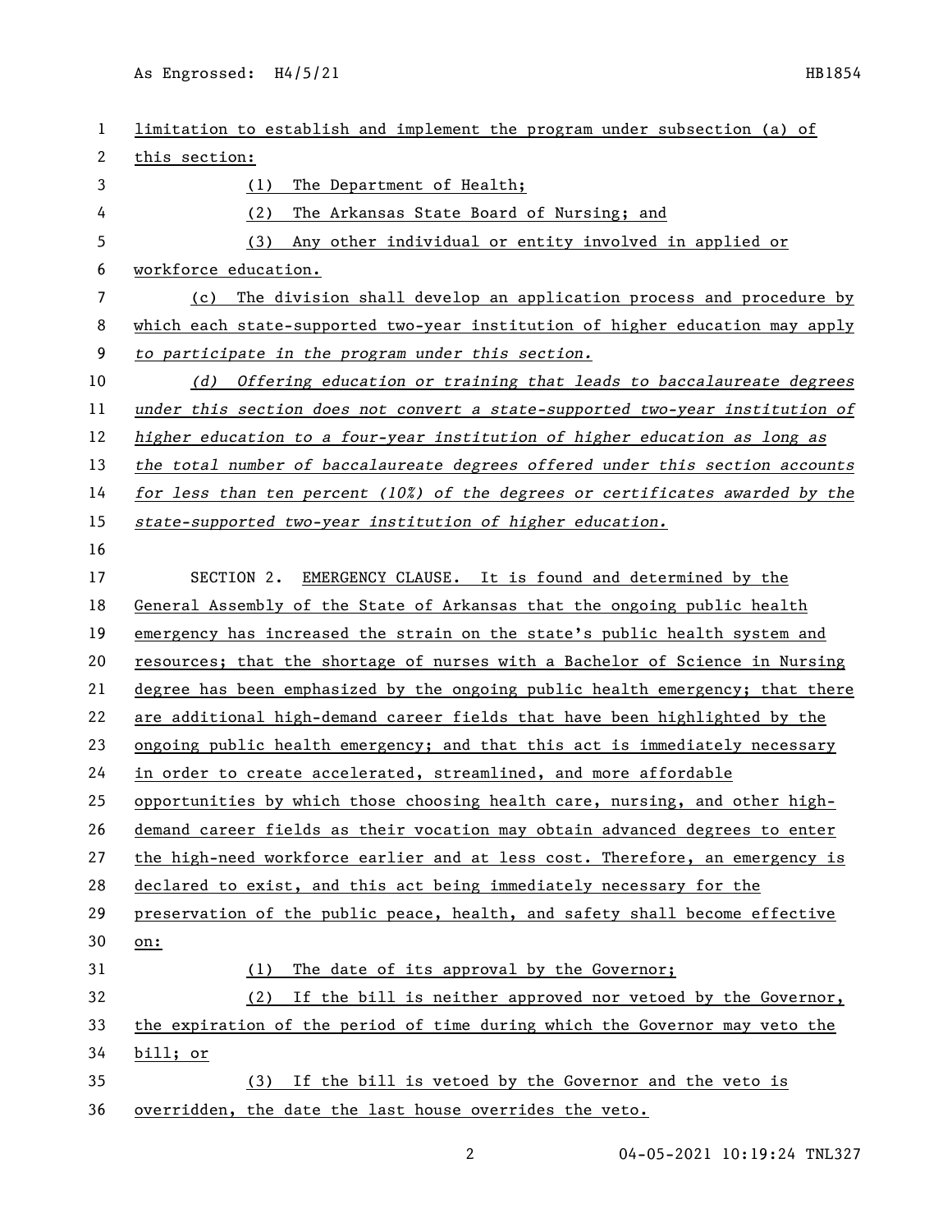limitation to establish and implement the program under subsection (a) of this section:

(1) The Department of Health;

(2) The Arkansas State Board of Nursing; and

(3) Any other individual or entity involved in applied or workforce education.

(c) The division shall develop an application process and procedure by which each state-supported two-year institution of higher education may apply *to participate in the program under this section.*

*(d) Offering education or training that leads to baccalaureate degrees under this section does not convert a state-supported two-year institution of higher education to a four-year institution of higher education as long as the total number of baccalaureate degrees offered under this section accounts for less than ten percent (10%) of the degrees or certificates awarded by the state-supported two-year institution of higher education.*

SECTION 2. EMERGENCY CLAUSE. It is found and determined by the General Assembly of the State of Arkansas that the ongoing public health emergency has increased the strain on the state's public health system and resources; that the shortage of nurses with a Bachelor of Science in Nursing degree has been emphasized by the ongoing public health emergency; that there are additional high-demand career fields that have been highlighted by the ongoing public health emergency; and that this act is immediately necessary in order to create accelerated, streamlined, and more affordable opportunities by which those choosing health care, nursing, and other high-demand career fields as their vocation may obtain advanced degrees to enter the high-need workforce earlier and at less cost. Therefore, an emergency is declared to exist, and this act being immediately necessary for the preservation of the public peace, health, and safety shall become effective on:

(1) The date of its approval by the Governor;

(2) If the bill is neither approved nor vetoed by the Governor, the expiration of the period of time during which the Governor may veto the bill; or

(3) If the bill is vetoed by the Governor and the veto is overridden, the date the last house overrides the veto.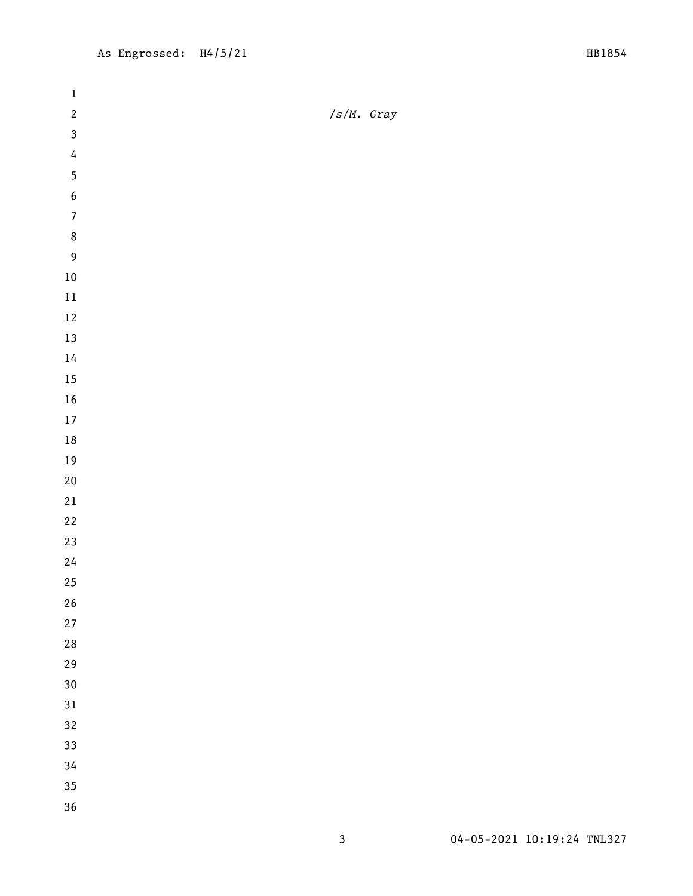*/s/M. Gray*